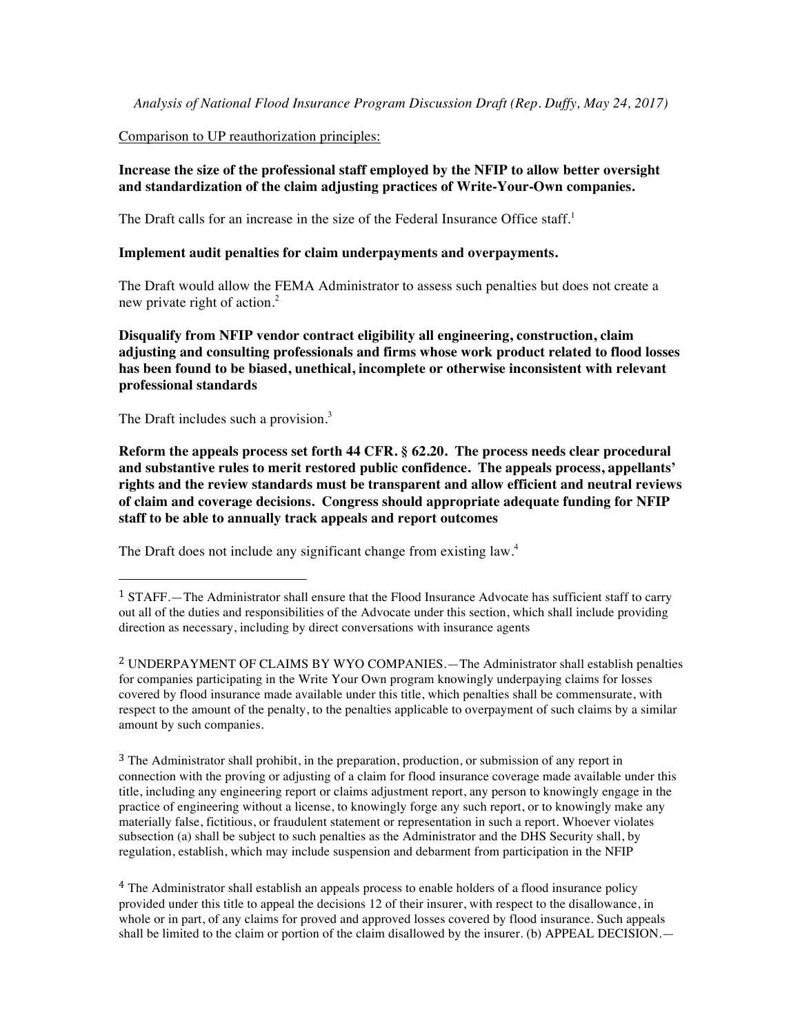*Analysis of National Flood Insurance Program Discussion Draft (Rep. Duffy, May 24, 2017)*

Comparison to UP reauthorization principles:

**Increase the size of the professional staff employed by the NFIP to allow better oversight and standardization of the claim adjusting practices of Write-Your-Own companies.**

The Draft calls for an increase in the size of the Federal Insurance Office staff.[1]

**Implement audit penalties for claim underpayments and overpayments.**

The Draft would allow the FEMA Administrator to assess such penalties but does not create a new private right of action.[2]

**Disqualify from NFIP vendor contract eligibility all engineering, construction, claim adjusting and consulting professionals and firms whose work product related to flood losses has been found to be biased, unethical, incomplete or otherwise inconsistent with relevant professional standards**

The Draft includes such a provision.[3]

**Reform the appeals process set forth 44 CFR. § 62.20. The process needs clear procedural and substantive rules to merit restored public confidence. The appeals process, appellants' rights and the review standards must be transparent and allow efficient and neutral reviews of claim and coverage decisions. Congress should appropriate adequate funding for NFIP staff to be able to annually track appeals and report outcomes**

The Draft does not include any significant change from existing law.[4]

---

[1] STAFF.—The Administrator shall ensure that the Flood Insurance Advocate has sufficient staff to carry out all of the duties and responsibilities of the Advocate under this section, which shall include providing direction as necessary, including by direct conversations with insurance agents

[2] UNDERPAYMENT OF CLAIMS BY WYO COMPANIES.—The Administrator shall establish penalties for companies participating in the Write Your Own program knowingly underpaying claims for losses covered by flood insurance made available under this title, which penalties shall be commensurate, with respect to the amount of the penalty, to the penalties applicable to overpayment of such claims by a similar amount by such companies.

[3] The Administrator shall prohibit, in the preparation, production, or submission of any report in connection with the proving or adjusting of a claim for flood insurance coverage made available under this title, including any engineering report or claims adjustment report, any person to knowingly engage in the practice of engineering without a license, to knowingly forge any such report, or to knowingly make any materially false, fictitious, or fraudulent statement or representation in such a report. Whoever violates subsection (a) shall be subject to such penalties as the Administrator and the DHS Security shall, by regulation, establish, which may include suspension and debarment from participation in the NFIP

[4] The Administrator shall establish an appeals process to enable holders of a flood insurance policy provided under this title to appeal the decisions 12 of their insurer, with respect to the disallowance, in whole or in part, of any claims for proved and approved losses covered by flood insurance. Such appeals shall be limited to the claim or portion of the claim disallowed by the insurer. (b) APPEAL DECISION.—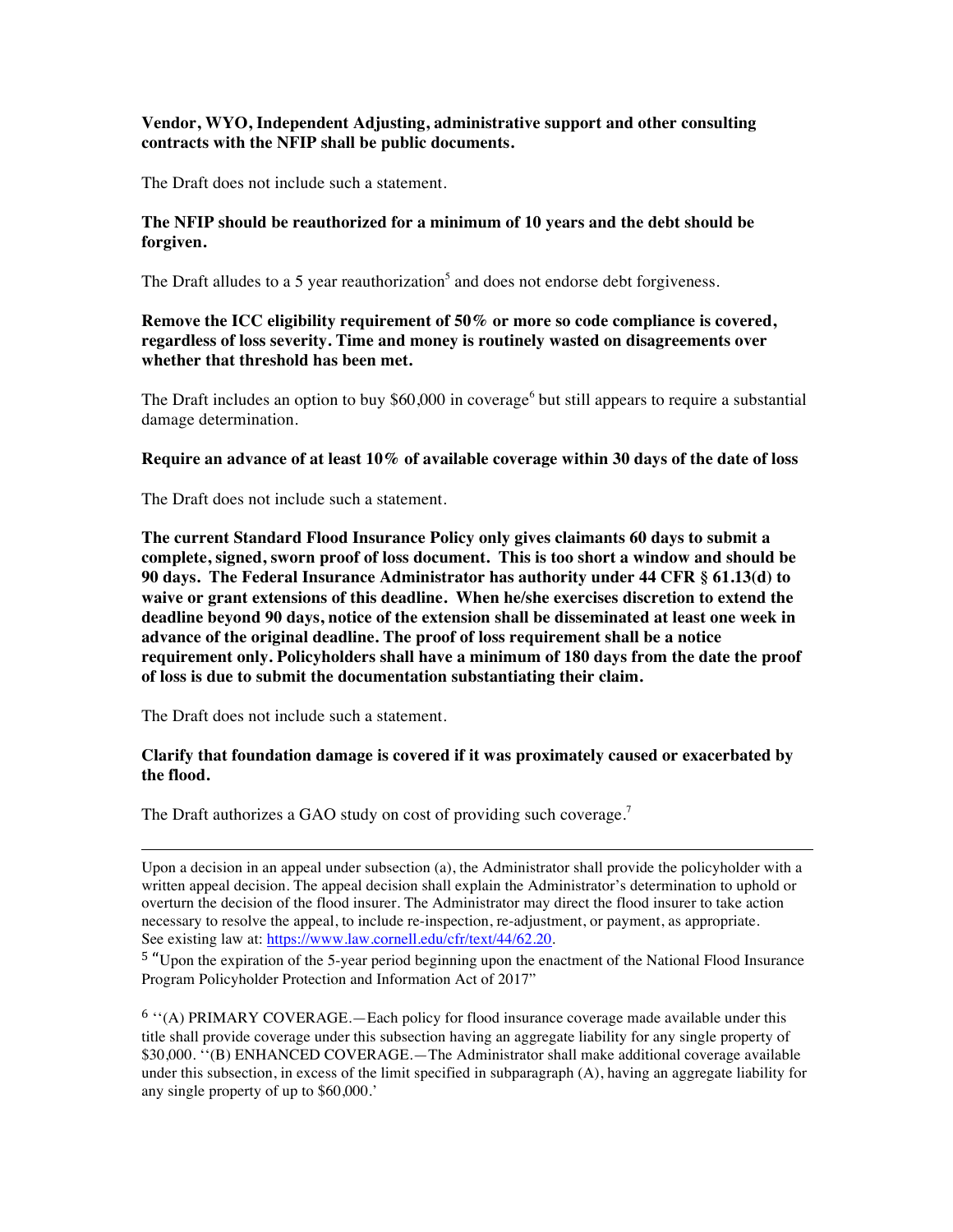**Vendor, WYO, Independent Adjusting, administrative support and other consulting contracts with the NFIP shall be public documents.**

The Draft does not include such a statement.

**The NFIP should be reauthorized for a minimum of 10 years and the debt should be forgiven.**

The Draft alludes to a 5 year reauthorization[5] and does not endorse debt forgiveness.

**Remove the ICC eligibility requirement of 50% or more so code compliance is covered, regardless of loss severity. Time and money is routinely wasted on disagreements over whether that threshold has been met.**

The Draft includes an option to buy $60,000 in coverage[6] but still appears to require a substantial damage determination.

**Require an advance of at least 10% of available coverage within 30 days of the date of loss**

The Draft does not include such a statement.

**The current Standard Flood Insurance Policy only gives claimants 60 days to submit a complete, signed, sworn proof of loss document. This is too short a window and should be 90 days. The Federal Insurance Administrator has authority under 44 CFR § 61.13(d) to waive or grant extensions of this deadline. When he/she exercises discretion to extend the deadline beyond 90 days, notice of the extension shall be disseminated at least one week in advance of the original deadline. The proof of loss requirement shall be a notice requirement only. Policyholders shall have a minimum of 180 days from the date the proof of loss is due to submit the documentation substantiating their claim.**

The Draft does not include such a statement.

**Clarify that foundation damage is covered if it was proximately caused or exacerbated by the flood.**

The Draft authorizes a GAO study on cost of providing such coverage.[7]

---

Upon a decision in an appeal under subsection (a), the Administrator shall provide the policyholder with a written appeal decision. The appeal decision shall explain the Administrator's determination to uphold or overturn the decision of the flood insurer. The Administrator may direct the flood insurer to take action necessary to resolve the appeal, to include re-inspection, re-adjustment, or payment, as appropriate. See existing law at: https://www.law.cornell.edu/cfr/text/44/62.20.

[5] "Upon the expiration of the 5-year period beginning upon the enactment of the National Flood Insurance Program Policyholder Protection and Information Act of 2017"

[6] ''(A) PRIMARY COVERAGE.—Each policy for flood insurance coverage made available under this title shall provide coverage under this subsection having an aggregate liability for any single property of $30,000. ''(B) ENHANCED COVERAGE.—The Administrator shall make additional coverage available under this subsection, in excess of the limit specified in subparagraph (A), having an aggregate liability for any single property of up to $60,000.'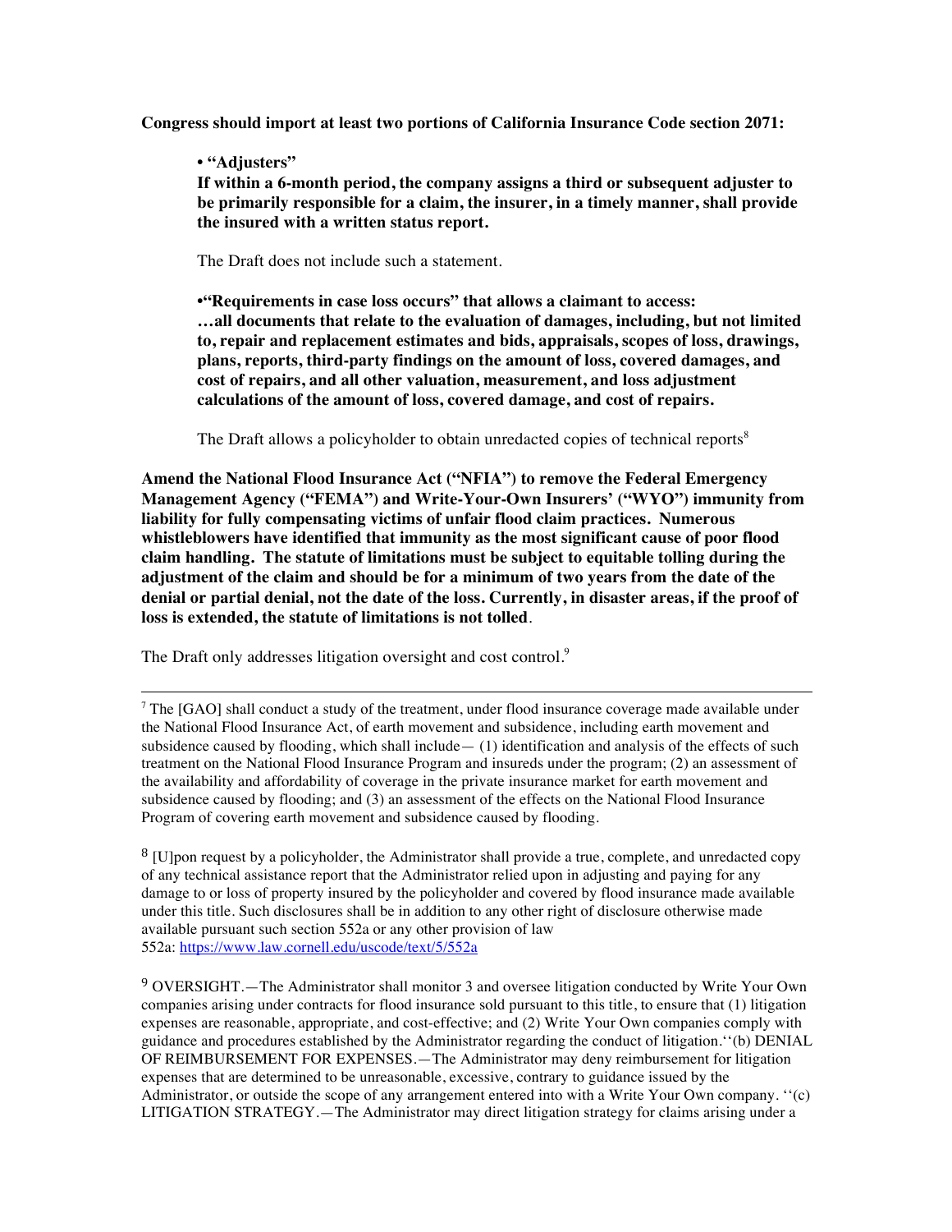**Congress should import at least two portions of California Insurance Code section 2071:**

> **• "Adjusters"**
> **If within a 6-month period, the company assigns a third or subsequent adjuster to be primarily responsible for a claim, the insurer, in a timely manner, shall provide the insured with a written status report.**
>
> The Draft does not include such a statement.
>
> **•"Requirements in case loss occurs" that allows a claimant to access: …all documents that relate to the evaluation of damages, including, but not limited to, repair and replacement estimates and bids, appraisals, scopes of loss, drawings, plans, reports, third-party findings on the amount of loss, covered damages, and cost of repairs, and all other valuation, measurement, and loss adjustment calculations of the amount of loss, covered damage, and cost of repairs.**
>
> The Draft allows a policyholder to obtain unredacted copies of technical reports[8]

**Amend the National Flood Insurance Act ("NFIA") to remove the Federal Emergency Management Agency ("FEMA") and Write-Your-Own Insurers' ("WYO") immunity from liability for fully compensating victims of unfair flood claim practices. Numerous whistleblowers have identified that immunity as the most significant cause of poor flood claim handling. The statute of limitations must be subject to equitable tolling during the adjustment of the claim and should be for a minimum of two years from the date of the denial or partial denial, not the date of the loss. Currently, in disaster areas, if the proof of loss is extended, the statute of limitations is not tolled**.

The Draft only addresses litigation oversight and cost control.[9]

---

[7] The [GAO] shall conduct a study of the treatment, under flood insurance coverage made available under the National Flood Insurance Act, of earth movement and subsidence, including earth movement and subsidence caused by flooding, which shall include— (1) identification and analysis of the effects of such treatment on the National Flood Insurance Program and insureds under the program; (2) an assessment of the availability and affordability of coverage in the private insurance market for earth movement and subsidence caused by flooding; and (3) an assessment of the effects on the National Flood Insurance Program of covering earth movement and subsidence caused by flooding.

[8] [U]pon request by a policyholder, the Administrator shall provide a true, complete, and unredacted copy of any technical assistance report that the Administrator relied upon in adjusting and paying for any damage to or loss of property insured by the policyholder and covered by flood insurance made available under this title. Such disclosures shall be in addition to any other right of disclosure otherwise made available pursuant such section 552a or any other provision of law
552a: https://www.law.cornell.edu/uscode/text/5/552a

[9] OVERSIGHT.—The Administrator shall monitor 3 and oversee litigation conducted by Write Your Own companies arising under contracts for flood insurance sold pursuant to this title, to ensure that (1) litigation expenses are reasonable, appropriate, and cost-effective; and (2) Write Your Own companies comply with guidance and procedures established by the Administrator regarding the conduct of litigation.''(b) DENIAL OF REIMBURSEMENT FOR EXPENSES.—The Administrator may deny reimbursement for litigation expenses that are determined to be unreasonable, excessive, contrary to guidance issued by the Administrator, or outside the scope of any arrangement entered into with a Write Your Own company. ''(c) LITIGATION STRATEGY.—The Administrator may direct litigation strategy for claims arising under a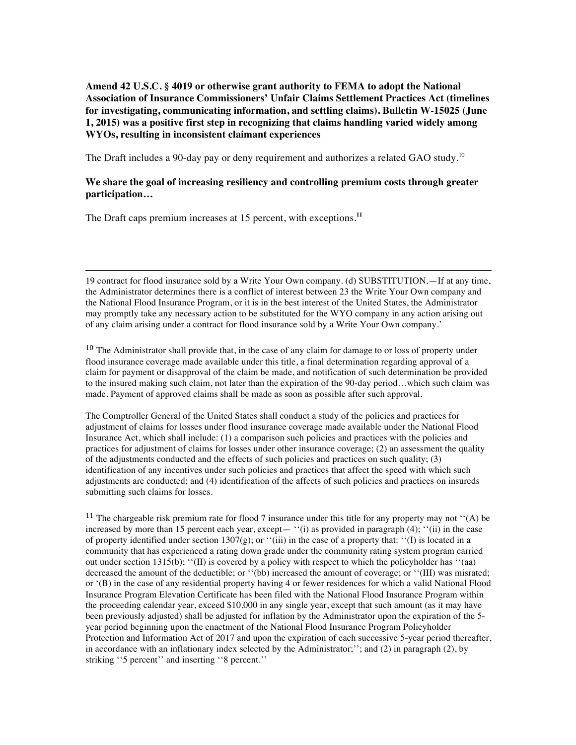**Amend 42 U.S.C. § 4019 or otherwise grant authority to FEMA to adopt the National Association of Insurance Commissioners' Unfair Claims Settlement Practices Act (timelines for investigating, communicating information, and settling claims). Bulletin W-15025 (June 1, 2015) was a positive first step in recognizing that claims handling varied widely among WYOs, resulting in inconsistent claimant experiences**

The Draft includes a 90-day pay or deny requirement and authorizes a related GAO study.[10]

**We share the goal of increasing resiliency and controlling premium costs through greater participation…**

The Draft caps premium increases at 15 percent, with exceptions.[11]

---

19 contract for flood insurance sold by a Write Your Own company. (d) SUBSTITUTION.—If at any time, the Administrator determines there is a conflict of interest between 23 the Write Your Own company and the National Flood Insurance Program, or it is in the best interest of the United States, the Administrator may promptly take any necessary action to be substituted for the WYO company in any action arising out of any claim arising under a contract for flood insurance sold by a Write Your Own company.'

[10] The Administrator shall provide that, in the case of any claim for damage to or loss of property under flood insurance coverage made available under this title, a final determination regarding approval of a claim for payment or disapproval of the claim be made, and notification of such determination be provided to the insured making such claim, not later than the expiration of the 90-day period…which such claim was made. Payment of approved claims shall be made as soon as possible after such approval.

The Comptroller General of the United States shall conduct a study of the policies and practices for adjustment of claims for losses under flood insurance coverage made available under the National Flood Insurance Act, which shall include: (1) a comparison such policies and practices with the policies and practices for adjustment of claims for losses under other insurance coverage; (2) an assessment the quality of the adjustments conducted and the effects of such policies and practices on such quality; (3) identification of any incentives under such policies and practices that affect the speed with which such adjustments are conducted; and (4) identification of the affects of such policies and practices on insureds submitting such claims for losses.

[11] The chargeable risk premium rate for flood 7 insurance under this title for any property may not ''(A) be increased by more than 15 percent each year, except— ''(i) as provided in paragraph (4); ''(ii) in the case of property identified under section 1307(g); or ''(iii) in the case of a property that: ''(I) is located in a community that has experienced a rating down grade under the community rating system program carried out under section 1315(b); ''(II) is covered by a policy with respect to which the policyholder has ''(aa) decreased the amount of the deductible; or ''(bb) increased the amount of coverage; or ''(III) was misrated; or '(B) in the case of any residential property having 4 or fewer residences for which a valid National Flood Insurance Program Elevation Certificate has been filed with the National Flood Insurance Program within the proceeding calendar year, exceed $10,000 in any single year, except that such amount (as it may have been previously adjusted) shall be adjusted for inflation by the Administrator upon the expiration of the 5-year period beginning upon the enactment of the National Flood Insurance Program Policyholder Protection and Information Act of 2017 and upon the expiration of each successive 5-year period thereafter, in accordance with an inflationary index selected by the Administrator;''; and (2) in paragraph (2), by striking ''5 percent'' and inserting ''8 percent.''